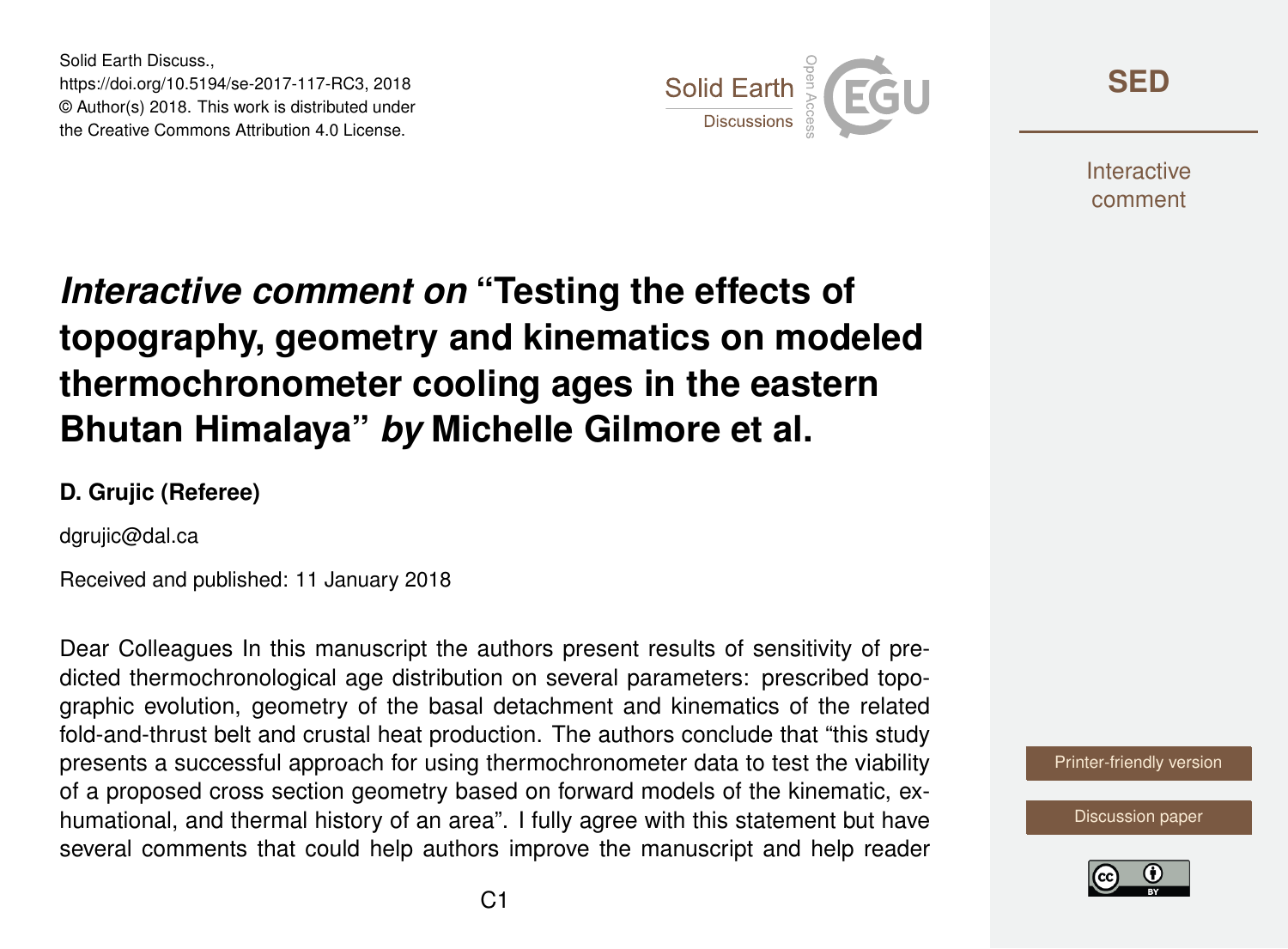# *Interactive comment on* "Testing the effects of topography, geometry and kinematics on modeled thermochronometer cooling ages in the eastern Bhutan Himalaya" *by* Michelle Gilmore et al.

**D. Grujic (Referee)**

dgrujic@dal.ca

Received and published: 11 January 2018

Dear Colleagues In this manuscript the authors present results of sensitivity of predicted thermochronological age distribution on several parameters: prescribed topographic evolution, geometry of the basal detachment and kinematics of the related fold-and-thrust belt and crustal heat production. The authors conclude that "this study presents a successful approach for using thermochronometer data to test the viability of a proposed cross section geometry based on forward models of the kinematic, exhumational, and thermal history of an area". I fully agree with this statement but have several comments that could help authors improve the manuscript and help reader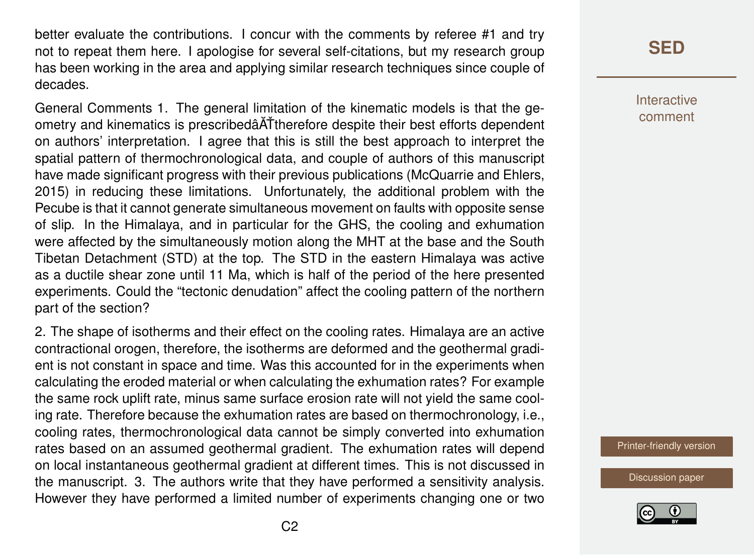better evaluate the contributions. I concur with the comments by referee #1 and try not to repeat them here. I apologise for several self-citations, but my research group has been working in the area and applying similar research techniques since couple of decades.

General Comments 1. The general limitation of the kinematic models is that the geometry and kinematics is prescribedâĂŤtherefore despite their best efforts dependent on authors' interpretation. I agree that this is still the best approach to interpret the spatial pattern of thermochronological data, and couple of authors of this manuscript have made significant progress with their previous publications (McQuarrie and Ehlers, 2015) in reducing these limitations. Unfortunately, the additional problem with the Pecube is that it cannot generate simultaneous movement on faults with opposite sense of slip. In the Himalaya, and in particular for the GHS, the cooling and exhumation were affected by the simultaneously motion along the MHT at the base and the South Tibetan Detachment (STD) at the top. The STD in the eastern Himalaya was active as a ductile shear zone until 11 Ma, which is half of the period of the here presented experiments. Could the "tectonic denudation" affect the cooling pattern of the northern part of the section?

2. The shape of isotherms and their effect on the cooling rates. Himalaya are an active contractional orogen, therefore, the isotherms are deformed and the geothermal gradient is not constant in space and time. Was this accounted for in the experiments when calculating the eroded material or when calculating the exhumation rates? For example the same rock uplift rate, minus same surface erosion rate will not yield the same cooling rate. Therefore because the exhumation rates are based on thermochronology, i.e., cooling rates, thermochronological data cannot be simply converted into exhumation rates based on an assumed geothermal gradient. The exhumation rates will depend on local instantaneous geothermal gradient at different times. This is not discussed in the manuscript. 3. The authors write that they have performed a sensitivity analysis. However they have performed a limited number of experiments changing one or two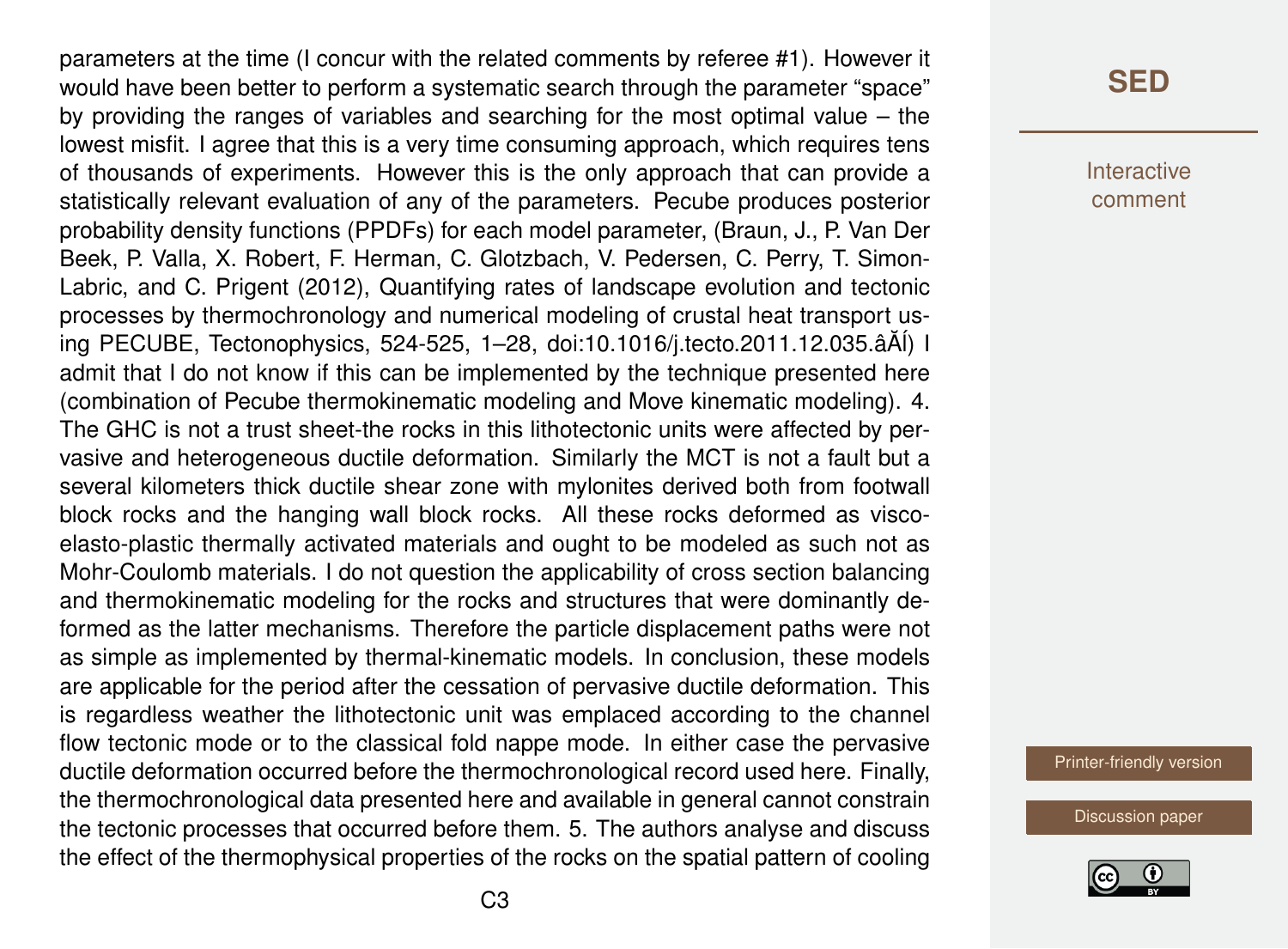parameters at the time (I concur with the related comments by referee #1). However it would have been better to perform a systematic search through the parameter "space" by providing the ranges of variables and searching for the most optimal value – the lowest misfit. I agree that this is a very time consuming approach, which requires tens of thousands of experiments. However this is the only approach that can provide a statistically relevant evaluation of any of the parameters. Pecube produces posterior probability density functions (PPDFs) for each model parameter, (Braun, J., P. Van Der Beek, P. Valla, X. Robert, F. Herman, C. Glotzbach, V. Pedersen, C. Perry, T. Simon-Labric, and C. Prigent (2012), Quantifying rates of landscape evolution and tectonic processes by thermochronology and numerical modeling of crustal heat transport using PECUBE, Tectonophysics, 524-525, 1–28, doi:10.1016/j.tecto.2011.12.035.âĂÍ) I admit that I do not know if this can be implemented by the technique presented here (combination of Pecube thermokinematic modeling and Move kinematic modeling). 4. The GHC is not a trust sheet-the rocks in this lithotectonic units were affected by pervasive and heterogeneous ductile deformation. Similarly the MCT is not a fault but a several kilometers thick ductile shear zone with mylonites derived both from footwall block rocks and the hanging wall block rocks. All these rocks deformed as visco-elasto-plastic thermally activated materials and ought to be modeled as such not as Mohr-Coulomb materials. I do not question the applicability of cross section balancing and thermokinematic modeling for the rocks and structures that were dominantly deformed as the latter mechanisms. Therefore the particle displacement paths were not as simple as implemented by thermal-kinematic models. In conclusion, these models are applicable for the period after the cessation of pervasive ductile deformation. This is regardless weather the lithotectonic unit was emplaced according to the channel flow tectonic mode or to the classical fold nappe mode. In either case the pervasive ductile deformation occurred before the thermochronological record used here. Finally, the thermochronological data presented here and available in general cannot constrain the tectonic processes that occurred before them. 5. The authors analyse and discuss the effect of the thermophysical properties of the rocks on the spatial pattern of cooling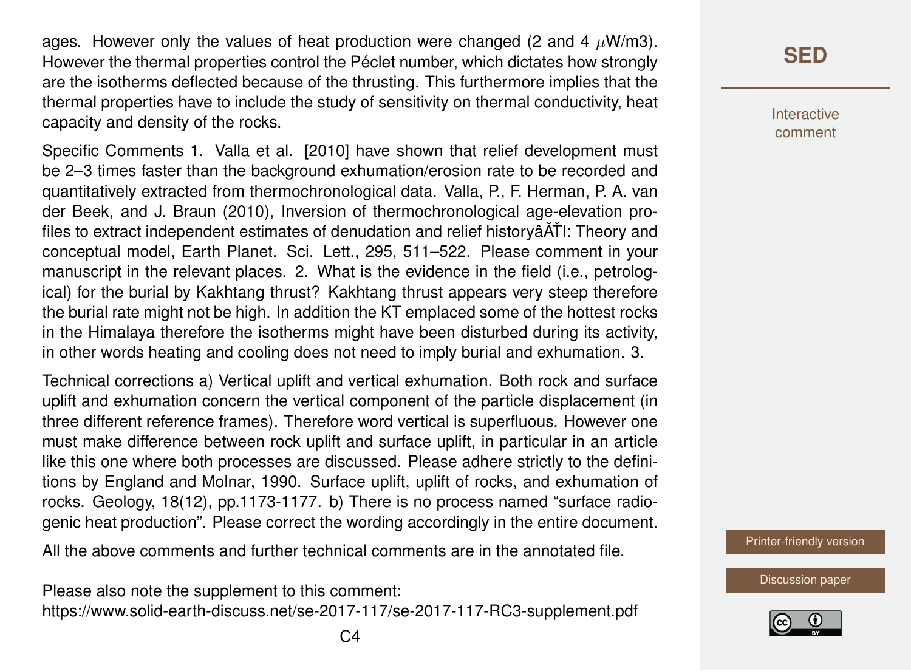ages. However only the values of heat production were changed (2 and 4 $\mu$W/m3). However the thermal properties control the Péclet number, which dictates how strongly are the isotherms deflected because of the thrusting. This furthermore implies that the thermal properties have to include the study of sensitivity on thermal conductivity, heat capacity and density of the rocks.

Specific Comments 1. Valla et al. [2010] have shown that relief development must be 2–3 times faster than the background exhumation/erosion rate to be recorded and quantitatively extracted from thermochronological data. Valla, P., F. Herman, P. A. van der Beek, and J. Braun (2010), Inversion of thermochronological age-elevation profiles to extract independent estimates of denudation and relief historyâĂŤI: Theory and conceptual model, Earth Planet. Sci. Lett., 295, 511–522. Please comment in your manuscript in the relevant places. 2. What is the evidence in the field (i.e., petrological) for the burial by Kakhtang thrust? Kakhtang thrust appears very steep therefore the burial rate might not be high. In addition the KT emplaced some of the hottest rocks in the Himalaya therefore the isotherms might have been disturbed during its activity, in other words heating and cooling does not need to imply burial and exhumation. 3.

Technical corrections a) Vertical uplift and vertical exhumation. Both rock and surface uplift and exhumation concern the vertical component of the particle displacement (in three different reference frames). Therefore word vertical is superfluous. However one must make difference between rock uplift and surface uplift, in particular in an article like this one where both processes are discussed. Please adhere strictly to the definitions by England and Molnar, 1990. Surface uplift, uplift of rocks, and exhumation of rocks. Geology, 18(12), pp.1173-1177. b) There is no process named "surface radiogenic heat production". Please correct the wording accordingly in the entire document.

All the above comments and further technical comments are in the annotated file.

Please also note the supplement to this comment:
https://www.solid-earth-discuss.net/se-2017-117/se-2017-117-RC3-supplement.pdf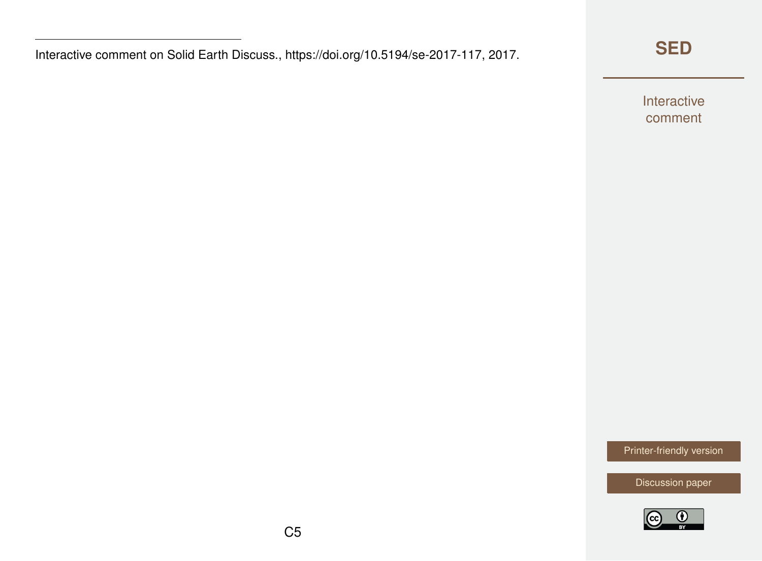Interactive comment on Solid Earth Discuss., https://doi.org/10.5194/se-2017-117, 2017.